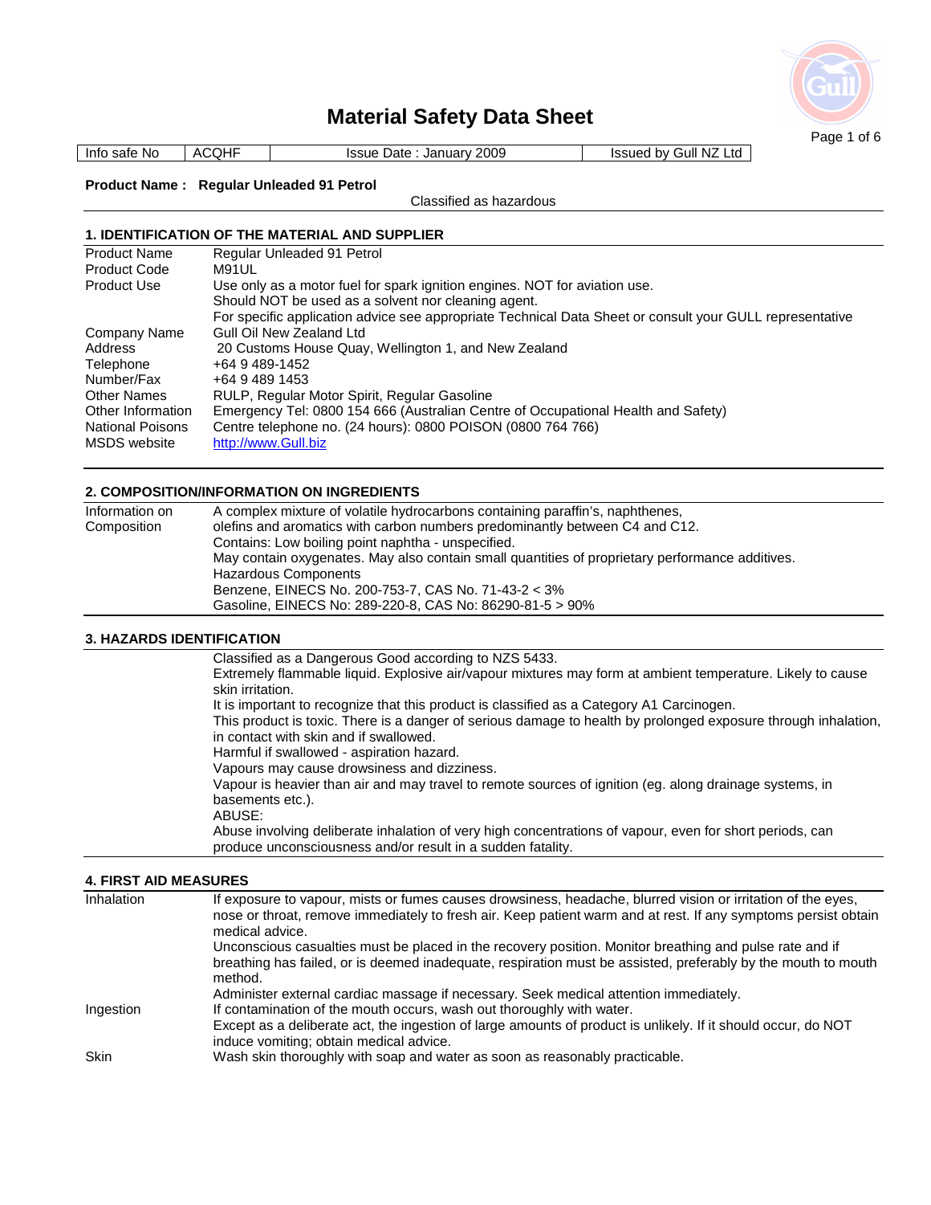# Material Safety Data Sheet

| Info safe No | ACQHF | Issue Date : January 2009 | Issued by Gull NZ Ltd |
|---|---|---|---|

**Product Name : Regular Unleaded 91 Petrol**

Classified as hazardous

## 1. IDENTIFICATION OF THE MATERIAL AND SUPPLIER

| | |
|---|---|
| Product Name | Regular Unleaded 91 Petrol |
| Product Code | M91UL |
| Product Use | Use only as a motor fuel for spark ignition engines. NOT for aviation use. Should NOT be used as a solvent nor cleaning agent. For specific application advice see appropriate Technical Data Sheet or consult your GULL representative |
| Company Name | Gull Oil New Zealand Ltd |
| Address | 20 Customs House Quay, Wellington 1, and New Zealand |
| Telephone | +64 9 489-1452 |
| Number/Fax | +64 9 489 1453 |
| Other Names | RULP, Regular Motor Spirit, Regular Gasoline |
| Other Information | Emergency Tel: 0800 154 666 (Australian Centre of Occupational Health and Safety) |
| National Poisons | Centre telephone no. (24 hours): 0800 POISON (0800 764 766) |
| MSDS website | http://www.Gull.biz |

## 2. COMPOSITION/INFORMATION ON INGREDIENTS

| | |
|---|---|
| Information on Composition | A complex mixture of volatile hydrocarbons containing paraffin's, naphthenes, olefins and aromatics with carbon numbers predominantly between C4 and C12. Contains: Low boiling point naphtha - unspecified. May contain oxygenates. May also contain small quantities of proprietary performance additives. Hazardous Components Benzene, EINECS No. 200-753-7, CAS No. 71-43-2 < 3% Gasoline, EINECS No: 289-220-8, CAS No: 86290-81-5 > 90% |

## 3. HAZARDS IDENTIFICATION

Classified as a Dangerous Good according to NZS 5433.

Extremely flammable liquid. Explosive air/vapour mixtures may form at ambient temperature. Likely to cause skin irritation.

It is important to recognize that this product is classified as a Category A1 Carcinogen.

This product is toxic. There is a danger of serious damage to health by prolonged exposure through inhalation, in contact with skin and if swallowed.

Harmful if swallowed - aspiration hazard.

Vapours may cause drowsiness and dizziness.

Vapour is heavier than air and may travel to remote sources of ignition (eg. along drainage systems, in basements etc.).

ABUSE:

Abuse involving deliberate inhalation of very high concentrations of vapour, even for short periods, can produce unconsciousness and/or result in a sudden fatality.

## 4. FIRST AID MEASURES

| | |
|---|---|
| Inhalation | If exposure to vapour, mists or fumes causes drowsiness, headache, blurred vision or irritation of the eyes, nose or throat, remove immediately to fresh air. Keep patient warm and at rest. If any symptoms persist obtain medical advice. Unconscious casualties must be placed in the recovery position. Monitor breathing and pulse rate and if breathing has failed, or is deemed inadequate, respiration must be assisted, preferably by the mouth to mouth method. Administer external cardiac massage if necessary. Seek medical attention immediately. |
| Ingestion | If contamination of the mouth occurs, wash out thoroughly with water. Except as a deliberate act, the ingestion of large amounts of product is unlikely. If it should occur, do NOT induce vomiting; obtain medical advice. |
| Skin | Wash skin thoroughly with soap and water as soon as reasonably practicable. |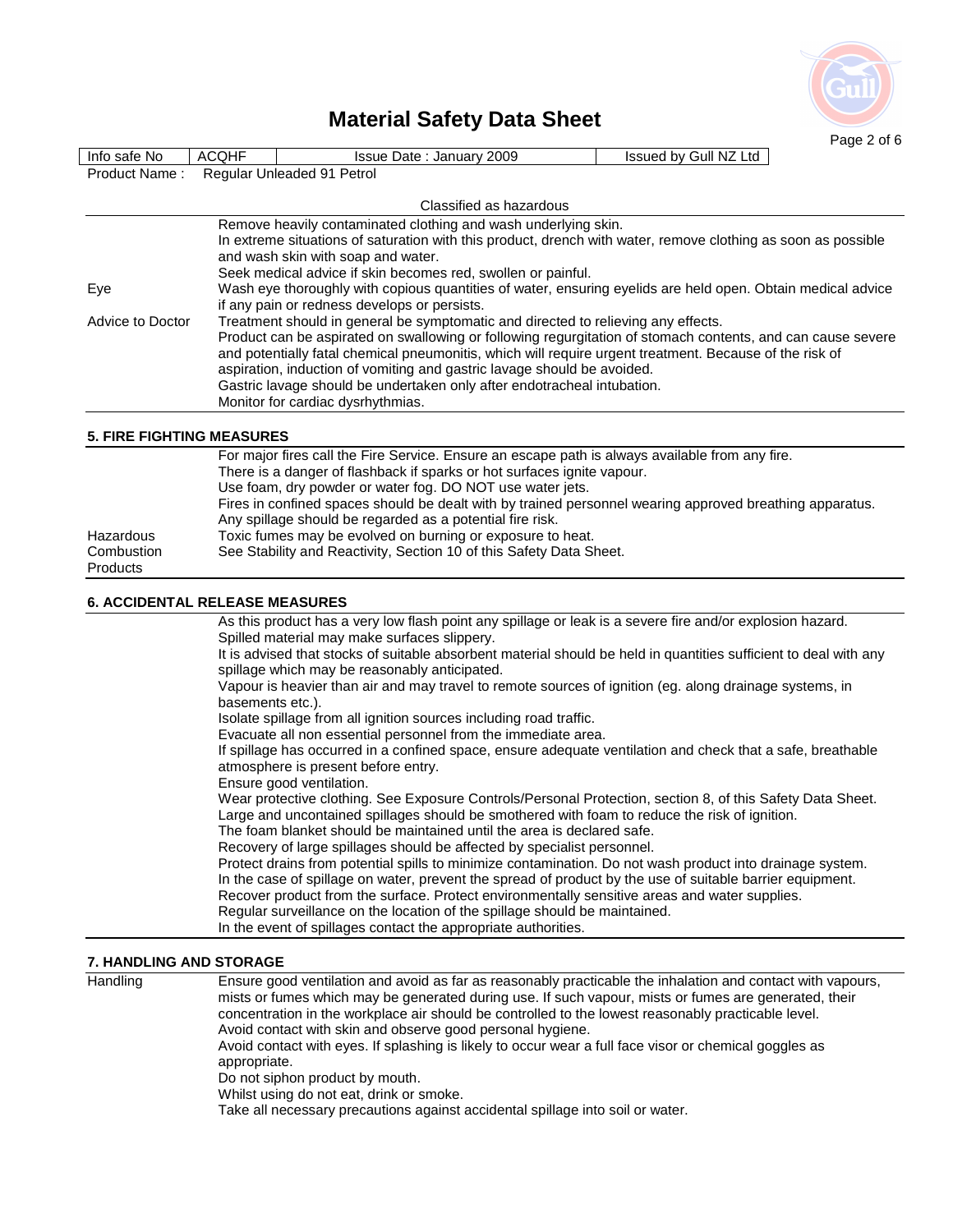| Info safe No | ACQHF | Issue Date : January 2009 | Issued by Gull NZ Ltd |
|---|---|---|---|

Product Name : Regular Unleaded 91 Petrol

Classified as hazardous

| | |
|---|---|
| | Remove heavily contaminated clothing and wash underlying skin.<br>In extreme situations of saturation with this product, drench with water, remove clothing as soon as possible and wash skin with soap and water.<br>Seek medical advice if skin becomes red, swollen or painful. |
| Eye | Wash eye thoroughly with copious quantities of water, ensuring eyelids are held open. Obtain medical advice if any pain or redness develops or persists. |
| Advice to Doctor | Treatment should in general be symptomatic and directed to relieving any effects.<br>Product can be aspirated on swallowing or following regurgitation of stomach contents, and can cause severe and potentially fatal chemical pneumonitis, which will require urgent treatment. Because of the risk of aspiration, induction of vomiting and gastric lavage should be avoided.<br>Gastric lavage should be undertaken only after endotracheal intubation.<br>Monitor for cardiac dysrhythmias. |

## 5. FIRE FIGHTING MEASURES

| | |
|---|---|
| | For major fires call the Fire Service. Ensure an escape path is always available from any fire.<br>There is a danger of flashback if sparks or hot surfaces ignite vapour.<br>Use foam, dry powder or water fog. DO NOT use water jets.<br>Fires in confined spaces should be dealt with by trained personnel wearing approved breathing apparatus.<br>Any spillage should be regarded as a potential fire risk. |
| Hazardous Combustion Products | Toxic fumes may be evolved on burning or exposure to heat.<br>See Stability and Reactivity, Section 10 of this Safety Data Sheet. |

## 6. ACCIDENTAL RELEASE MEASURES

As this product has a very low flash point any spillage or leak is a severe fire and/or explosion hazard.
Spilled material may make surfaces slippery.
It is advised that stocks of suitable absorbent material should be held in quantities sufficient to deal with any spillage which may be reasonably anticipated.
Vapour is heavier than air and may travel to remote sources of ignition (eg. along drainage systems, in basements etc.).
Isolate spillage from all ignition sources including road traffic.
Evacuate all non essential personnel from the immediate area.
If spillage has occurred in a confined space, ensure adequate ventilation and check that a safe, breathable atmosphere is present before entry.
Ensure good ventilation.
Wear protective clothing. See Exposure Controls/Personal Protection, section 8, of this Safety Data Sheet.
Large and uncontained spillages should be smothered with foam to reduce the risk of ignition.
The foam blanket should be maintained until the area is declared safe.
Recovery of large spillages should be affected by specialist personnel.
Protect drains from potential spills to minimize contamination. Do not wash product into drainage system.
In the case of spillage on water, prevent the spread of product by the use of suitable barrier equipment.
Recover product from the surface. Protect environmentally sensitive areas and water supplies.
Regular surveillance on the location of the spillage should be maintained.
In the event of spillages contact the appropriate authorities.

## 7. HANDLING AND STORAGE

| | |
|---|---|
| Handling | Ensure good ventilation and avoid as far as reasonably practicable the inhalation and contact with vapours, mists or fumes which may be generated during use. If such vapour, mists or fumes are generated, their concentration in the workplace air should be controlled to the lowest reasonably practicable level.<br>Avoid contact with skin and observe good personal hygiene.<br>Avoid contact with eyes. If splashing is likely to occur wear a full face visor or chemical goggles as appropriate.<br>Do not siphon product by mouth.<br>Whilst using do not eat, drink or smoke.<br>Take all necessary precautions against accidental spillage into soil or water. |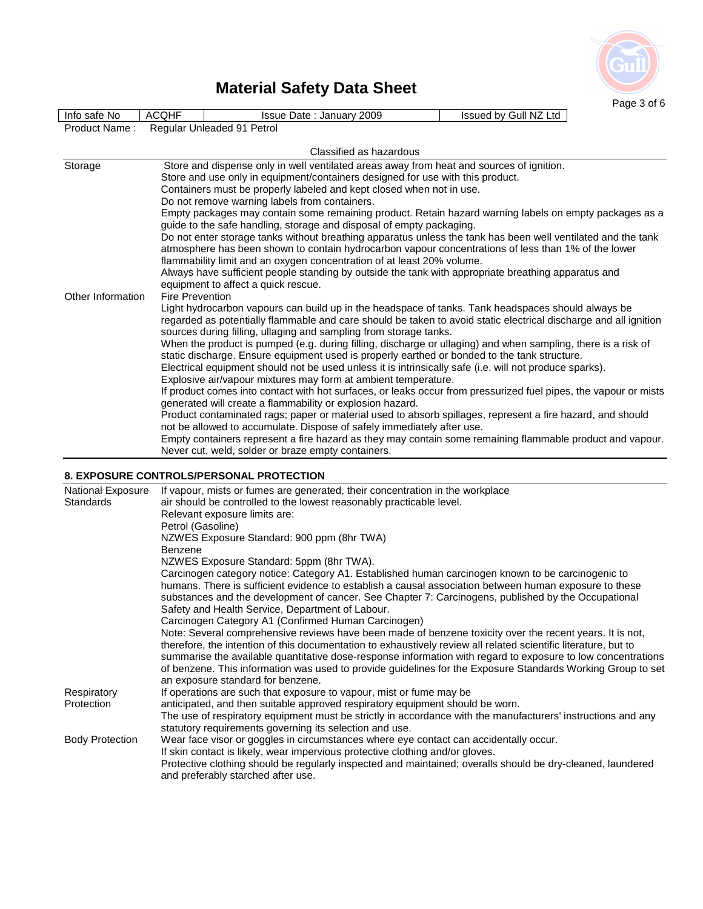| Info safe No | ACQHF | Issue Date : January 2009 | Issued by Gull NZ Ltd |
|---|---|---|---|

Product Name : Regular Unleaded 91 Petrol

Classified as hazardous

| | |
|---|---|
| Storage | Store and dispense only in well ventilated areas away from heat and sources of ignition.<br>Store and use only in equipment/containers designed for use with this product.<br>Containers must be properly labeled and kept closed when not in use.<br>Do not remove warning labels from containers.<br>Empty packages may contain some remaining product. Retain hazard warning labels on empty packages as a guide to the safe handling, storage and disposal of empty packaging.<br>Do not enter storage tanks without breathing apparatus unless the tank has been well ventilated and the tank atmosphere has been shown to contain hydrocarbon vapour concentrations of less than 1% of the lower flammability limit and an oxygen concentration of at least 20% volume.<br>Always have sufficient people standing by outside the tank with appropriate breathing apparatus and equipment to affect a quick rescue. |
| Other Information | Fire Prevention<br>Light hydrocarbon vapours can build up in the headspace of tanks. Tank headspaces should always be regarded as potentially flammable and care should be taken to avoid static electrical discharge and all ignition sources during filling, ullaging and sampling from storage tanks.<br>When the product is pumped (e.g. during filling, discharge or ullaging) and when sampling, there is a risk of static discharge. Ensure equipment used is properly earthed or bonded to the tank structure.<br>Electrical equipment should not be used unless it is intrinsically safe (i.e. will not produce sparks).<br>Explosive air/vapour mixtures may form at ambient temperature.<br>If product comes into contact with hot surfaces, or leaks occur from pressurized fuel pipes, the vapour or mists generated will create a flammability or explosion hazard.<br>Product contaminated rags; paper or material used to absorb spillages, represent a fire hazard, and should not be allowed to accumulate. Dispose of safely immediately after use.<br>Empty containers represent a fire hazard as they may contain some remaining flammable product and vapour. Never cut, weld, solder or braze empty containers. |

## 8. EXPOSURE CONTROLS/PERSONAL PROTECTION

| | |
|---|---|
| National Exposure Standards | If vapour, mists or fumes are generated, their concentration in the workplace air should be controlled to the lowest reasonably practicable level.<br>Relevant exposure limits are:<br>Petrol (Gasoline)<br>NZWES Exposure Standard: 900 ppm (8hr TWA)<br>Benzene<br>NZWES Exposure Standard: 5ppm (8hr TWA).<br>Carcinogen category notice: Category A1. Established human carcinogen known to be carcinogenic to humans. There is sufficient evidence to establish a causal association between human exposure to these substances and the development of cancer. See Chapter 7: Carcinogens, published by the Occupational Safety and Health Service, Department of Labour.<br>Carcinogen Category A1 (Confirmed Human Carcinogen)<br>Note: Several comprehensive reviews have been made of benzene toxicity over the recent years. It is not, therefore, the intention of this documentation to exhaustively review all related scientific literature, but to summarise the available quantitative dose-response information with regard to exposure to low concentrations of benzene. This information was used to provide guidelines for the Exposure Standards Working Group to set an exposure standard for benzene. |
| Respiratory Protection | If operations are such that exposure to vapour, mist or fume may be anticipated, and then suitable approved respiratory equipment should be worn.<br>The use of respiratory equipment must be strictly in accordance with the manufacturers' instructions and any statutory requirements governing its selection and use. |
| Body Protection | Wear face visor or goggles in circumstances where eye contact can accidentally occur.<br>If skin contact is likely, wear impervious protective clothing and/or gloves.<br>Protective clothing should be regularly inspected and maintained; overalls should be dry-cleaned, laundered and preferably starched after use. |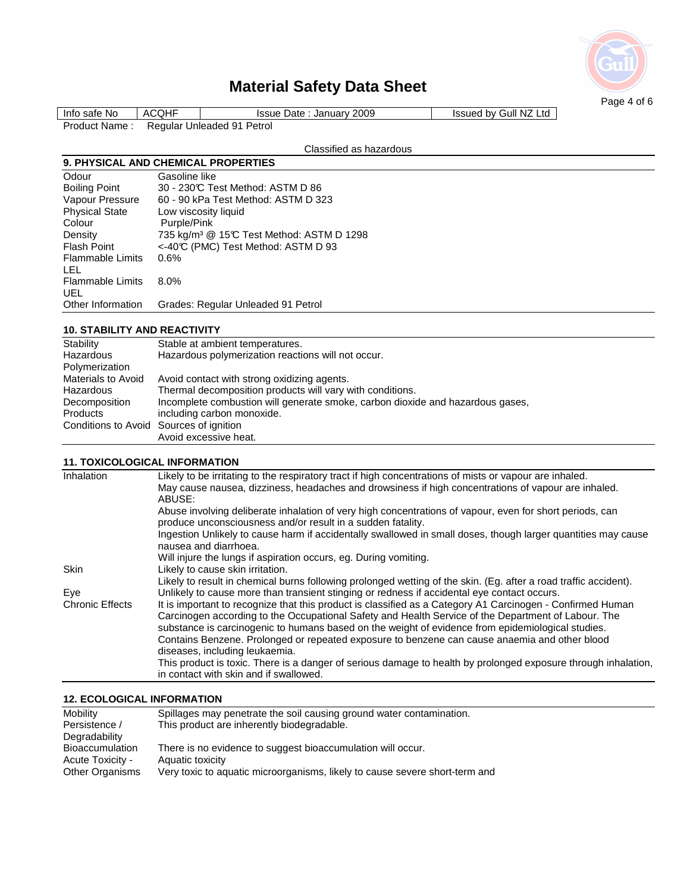# Material Safety Data Sheet

| Info safe No | ACQHF | Issue Date : January 2009 | Issued by Gull NZ Ltd |
|---|---|---|---|

Product Name : Regular Unleaded 91 Petrol

Classified as hazardous

## 9. PHYSICAL AND CHEMICAL PROPERTIES

| | |
|---|---|
| Odour | Gasoline like |
| Boiling Point | 30 - 230℃ Test Method: ASTM D 86 |
| Vapour Pressure | 60 - 90 kPa Test Method: ASTM D 323 |
| Physical State | Low viscosity liquid |
| Colour | Purple/Pink |
| Density | 735 kg/m³ @ 15℃ Test Method: ASTM D 1298 |
| Flash Point | <-40℃ (PMC) Test Method: ASTM D 93 |
| Flammable Limits LEL | 0.6% |
| Flammable Limits UEL | 8.0% |
| Other Information | Grades: Regular Unleaded 91 Petrol |

## 10. STABILITY AND REACTIVITY

| | |
|---|---|
| Stability | Stable at ambient temperatures. |
| Hazardous Polymerization | Hazardous polymerization reactions will not occur. |
| Materials to Avoid | Avoid contact with strong oxidizing agents. |
| Hazardous Decomposition Products | Thermal decomposition products will vary with conditions. Incomplete combustion will generate smoke, carbon dioxide and hazardous gases, including carbon monoxide. |
| Conditions to Avoid | Sources of ignition<br>Avoid excessive heat. |

## 11. TOXICOLOGICAL INFORMATION

| | |
|---|---|
| Inhalation | Likely to be irritating to the respiratory tract if high concentrations of mists or vapour are inhaled.<br>May cause nausea, dizziness, headaches and drowsiness if high concentrations of vapour are inhaled.<br>ABUSE:<br>Abuse involving deliberate inhalation of very high concentrations of vapour, even for short periods, can produce unconsciousness and/or result in a sudden fatality.<br>Ingestion Unlikely to cause harm if accidentally swallowed in small doses, though larger quantities may cause nausea and diarrhoea.<br>Will injure the lungs if aspiration occurs, eg. During vomiting. |
| Skin | Likely to cause skin irritation.<br>Likely to result in chemical burns following prolonged wetting of the skin. (Eg. after a road traffic accident). |
| Eye | Unlikely to cause more than transient stinging or redness if accidental eye contact occurs. |
| Chronic Effects | It is important to recognize that this product is classified as a Category A1 Carcinogen - Confirmed Human Carcinogen according to the Occupational Safety and Health Service of the Department of Labour. The substance is carcinogenic to humans based on the weight of evidence from epidemiological studies.<br>Contains Benzene. Prolonged or repeated exposure to benzene can cause anaemia and other blood diseases, including leukaemia.<br>This product is toxic. There is a danger of serious damage to health by prolonged exposure through inhalation, in contact with skin and if swallowed. |

## 12. ECOLOGICAL INFORMATION

| | |
|---|---|
| Mobility | Spillages may penetrate the soil causing ground water contamination. |
| Persistence / Degradability | This product are inherently biodegradable. |
| Bioaccumulation | There is no evidence to suggest bioaccumulation will occur. |
| Acute Toxicity - Other Organisms | Aquatic toxicity<br>Very toxic to aquatic microorganisms, likely to cause severe short-term and |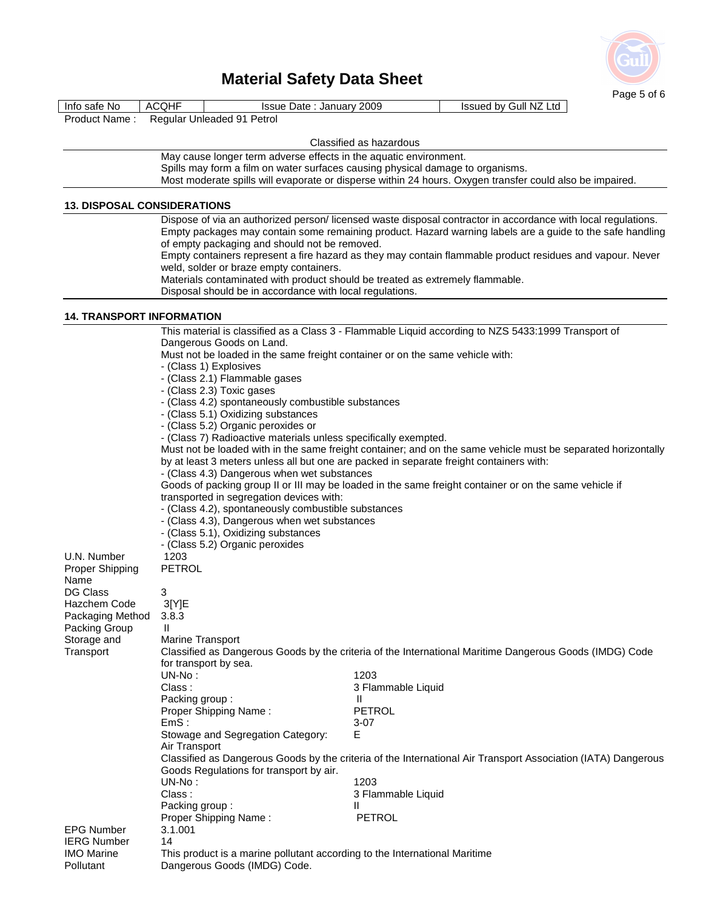# Material Safety Data Sheet

| Info safe No | ACQHF | Issue Date : January 2009 | Issued by Gull NZ Ltd |
|---|---|---|---|

Product Name : Regular Unleaded 91 Petrol

Classified as hazardous

May cause longer term adverse effects in the aquatic environment.
Spills may form a film on water surfaces causing physical damage to organisms.
Most moderate spills will evaporate or disperse within 24 hours. Oxygen transfer could also be impaired.

## 13. DISPOSAL CONSIDERATIONS

Dispose of via an authorized person/ licensed waste disposal contractor in accordance with local regulations.
Empty packages may contain some remaining product. Hazard warning labels are a guide to the safe handling of empty packaging and should not be removed.
Empty containers represent a fire hazard as they may contain flammable product residues and vapour. Never weld, solder or braze empty containers.
Materials contaminated with product should be treated as extremely flammable.
Disposal should be in accordance with local regulations.

## 14. TRANSPORT INFORMATION

This material is classified as a Class 3 - Flammable Liquid according to NZS 5433:1999 Transport of Dangerous Goods on Land.
Must not be loaded in the same freight container or on the same vehicle with:
- (Class 1) Explosives
- (Class 2.1) Flammable gases
- (Class 2.3) Toxic gases
- (Class 4.2) spontaneously combustible substances
- (Class 5.1) Oxidizing substances
- (Class 5.2) Organic peroxides or
- (Class 7) Radioactive materials unless specifically exempted.

Must not be loaded with in the same freight container; and on the same vehicle must be separated horizontally by at least 3 meters unless all but one are packed in separate freight containers with:
- (Class 4.3) Dangerous when wet substances

Goods of packing group II or III may be loaded in the same freight container or on the same vehicle if transported in segregation devices with:
- (Class 4.2), spontaneously combustible substances
- (Class 4.3), Dangerous when wet substances
- (Class 5.1), Oxidizing substances
- (Class 5.2) Organic peroxides

**U.N. Number:** 1203

**Proper Shipping Name:** PETROL

**DG Class:** 3

**Hazchem Code:** 3[Y]E

**Packaging Method:** 3.8.3

**Packing Group:** II

**Storage and Transport:**

Marine Transport
Classified as Dangerous Goods by the criteria of the International Maritime Dangerous Goods (IMDG) Code for transport by sea.

| | |
|---|---|
| UN-No : | 1203 |
| Class : | 3 Flammable Liquid |
| Packing group : | II |
| Proper Shipping Name : | PETROL |
| EmS : | 3-07 |
| Stowage and Segregation Category: | E |

Air Transport
Classified as Dangerous Goods by the criteria of the International Air Transport Association (IATA) Dangerous Goods Regulations for transport by air.

| | |
|---|---|
| UN-No : | 1203 |
| Class : | 3 Flammable Liquid |
| Packing group : | II |
| Proper Shipping Name : | PETROL |

**EPG Number:** 3.1.001

**IERG Number:** 14

**IMO Marine Pollutant:** This product is a marine pollutant according to the International Maritime Dangerous Goods (IMDG) Code.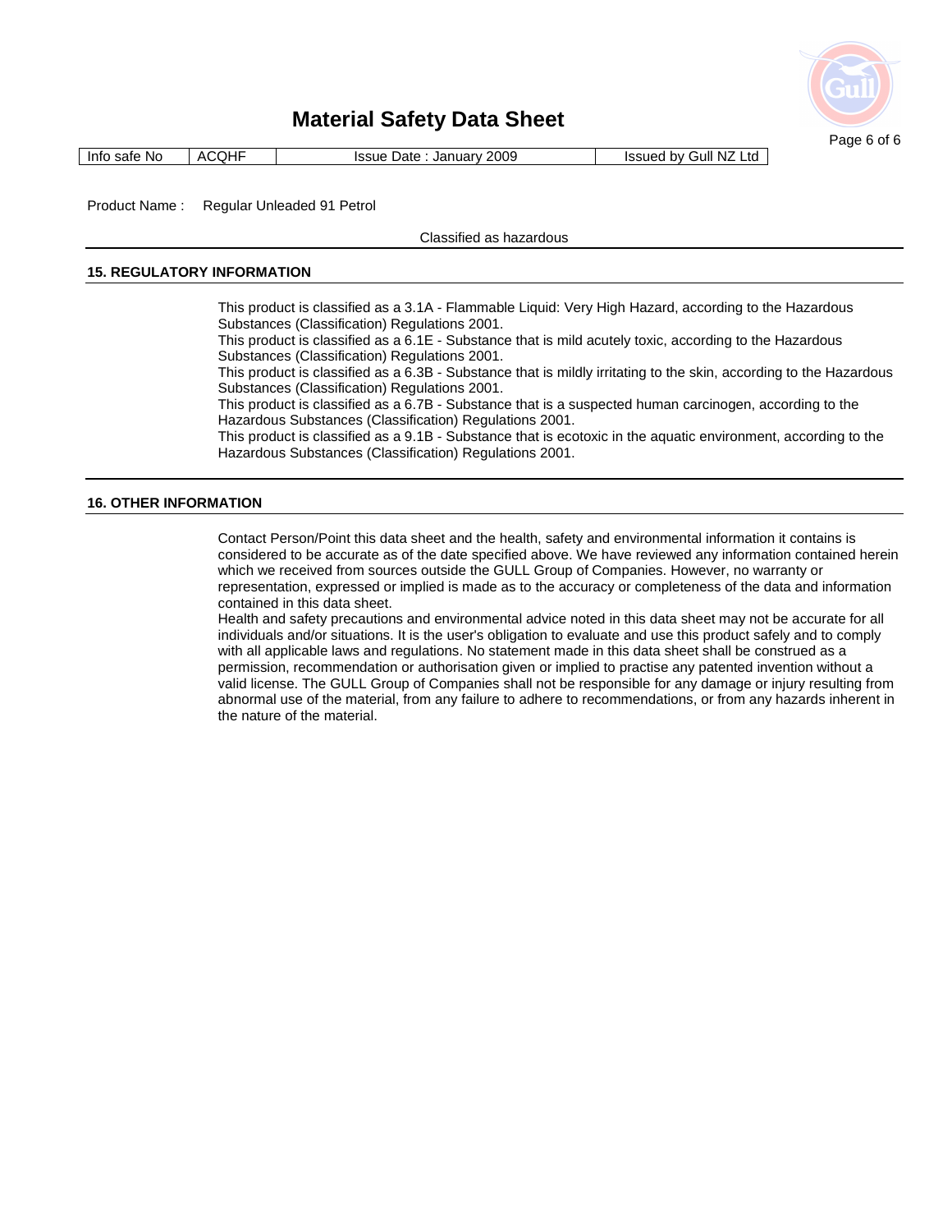Product Name : Regular Unleaded 91 Petrol

Classified as hazardous

## 15. REGULATORY INFORMATION

This product is classified as a 3.1A - Flammable Liquid: Very High Hazard, according to the Hazardous Substances (Classification) Regulations 2001.
This product is classified as a 6.1E - Substance that is mild acutely toxic, according to the Hazardous Substances (Classification) Regulations 2001.
This product is classified as a 6.3B - Substance that is mildly irritating to the skin, according to the Hazardous Substances (Classification) Regulations 2001.
This product is classified as a 6.7B - Substance that is a suspected human carcinogen, according to the Hazardous Substances (Classification) Regulations 2001.
This product is classified as a 9.1B - Substance that is ecotoxic in the aquatic environment, according to the Hazardous Substances (Classification) Regulations 2001.

## 16. OTHER INFORMATION

Contact Person/Point this data sheet and the health, safety and environmental information it contains is considered to be accurate as of the date specified above. We have reviewed any information contained herein which we received from sources outside the GULL Group of Companies. However, no warranty or representation, expressed or implied is made as to the accuracy or completeness of the data and information contained in this data sheet.
Health and safety precautions and environmental advice noted in this data sheet may not be accurate for all individuals and/or situations. It is the user's obligation to evaluate and use this product safely and to comply with all applicable laws and regulations. No statement made in this data sheet shall be construed as a permission, recommendation or authorisation given or implied to practise any patented invention without a valid license. The GULL Group of Companies shall not be responsible for any damage or injury resulting from abnormal use of the material, from any failure to adhere to recommendations, or from any hazards inherent in the nature of the material.